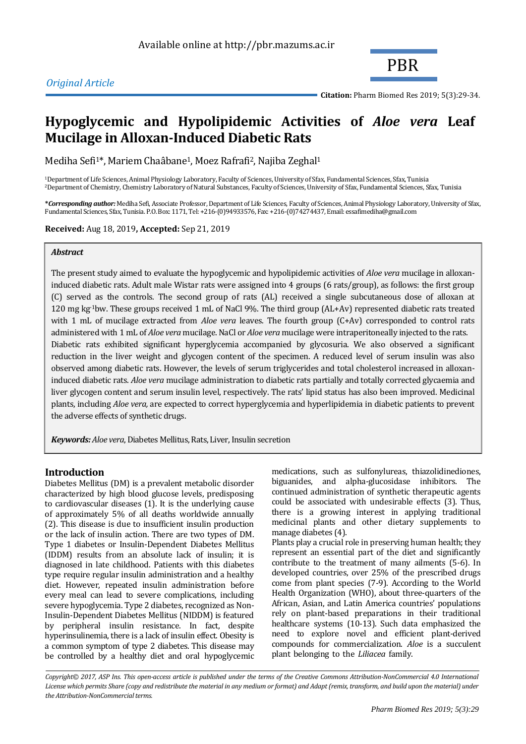Available online at http://pbr.mazums.ac.ir

PBR

*Original Article*

**Citation:** Pharm Biomed Res 2019; 5(3):29-34.

# Hypoglycemic and Hypolipidemic Activities of *Aloe vera* Leaf Mucilage in Alloxan-Induced Diabetic Rats

Mediha Sefi[1]*, Mariem Chaâbane[1], Moez Rafrafi[2], Najiba Zeghal[1]

[1]Department of Life Sciences, Animal Physiology Laboratory, Faculty of Sciences, University of Sfax, Fundamental Sciences, Sfax, Tunisia
[2]Department of Chemistry, Chemistry Laboratory of Natural Substances, Faculty of Sciences, University of Sfax, Fundamental Sciences, Sfax, Tunisia

***Corresponding author:** Mediha Sefi, Associate Professor, Department of Life Sciences, Faculty of Sciences, Animal Physiology Laboratory, University of Sfax, Fundamental Sciences, Sfax, Tunisia. P.O. Box: 1171, Tel: +216-(0)94933576, Fax: +216-(0)74274437, Email: essafimediha@gmail.com

**Received:** Aug 18, 2019**, Accepted:** Sep 21, 2019

***Abstract***

The present study aimed to evaluate the hypoglycemic and hypolipidemic activities of *Aloe vera* mucilage in alloxan-induced diabetic rats. Adult male Wistar rats were assigned into 4 groups (6 rats/group), as follows: the first group (C) served as the controls. The second group of rats (AL) received a single subcutaneous dose of alloxan at 120 mg $kg^{-1}$bw. These groups received 1 mL of NaCl 9%. The third group (AL+Av) represented diabetic rats treated with 1 mL of mucilage extracted from *Aloe vera* leaves. The fourth group (C+Av) corresponded to control rats administered with 1 mL of *Aloe vera* mucilage. NaCl or *Aloe vera* mucilage were intraperitoneally injected to the rats.
Diabetic rats exhibited significant hyperglycemia accompanied by glycosuria. We also observed a significant reduction in the liver weight and glycogen content of the specimen. A reduced level of serum insulin was also observed among diabetic rats. However, the levels of serum triglycerides and total cholesterol increased in alloxan-induced diabetic rats. *Aloe vera* mucilage administration to diabetic rats partially and totally corrected glycaemia and liver glycogen content and serum insulin level, respectively. The rats' lipid status has also been improved. Medicinal plants, including *Aloe vera,* are expected to correct hyperglycemia and hyperlipidemia in diabetic patients to prevent the adverse effects of synthetic drugs.

***Keywords:*** *Aloe vera*, Diabetes Mellitus, Rats, Liver, Insulin secretion

## Introduction

Diabetes Mellitus (DM) is a prevalent metabolic disorder characterized by high blood glucose levels, predisposing to cardiovascular diseases (1). It is the underlying cause of approximately 5% of all deaths worldwide annually (2). This disease is due to insufficient insulin production or the lack of insulin action. There are two types of DM. Type 1 diabetes or Insulin-Dependent Diabetes Mellitus (IDDM) results from an absolute lack of insulin; it is diagnosed in late childhood. Patients with this diabetes type require regular insulin administration and a healthy diet. However, repeated insulin administration before every meal can lead to severe complications, including severe hypoglycemia. Type 2 diabetes, recognized as Non-Insulin-Dependent Diabetes Mellitus (NIDDM) is featured by peripheral insulin resistance. In fact, despite hyperinsulinemia, there is a lack of insulin effect. Obesity is a common symptom of type 2 diabetes. This disease may be controlled by a healthy diet and oral hypoglycemic medications, such as sulfonylureas, thiazolidinediones, biguanides, and alpha-glucosidase inhibitors. The continued administration of synthetic therapeutic agents could be associated with undesirable effects (3). Thus, there is a growing interest in applying traditional medicinal plants and other dietary supplements to manage diabetes (4).

Plants play a crucial role in preserving human health; they represent an essential part of the diet and significantly contribute to the treatment of many ailments (5-6). In developed countries, over 25% of the prescribed drugs come from plant species (7-9). According to the World Health Organization (WHO), about three-quarters of the African, Asian, and Latin America countries' populations rely on plant-based preparations in their traditional healthcare systems (10-13). Such data emphasized the need to explore novel and efficient plant-derived compounds for commercialization. *Aloe* is a succulent plant belonging to the *Liliacea* family.

*Copyright© 2017, ASP Ins. This open-access article is published under the terms of the Creative Commons Attribution-NonCommercial 4.0 International License which permits Share (copy and redistribute the material in any medium or format) and Adapt (remix, transform, and build upon the material) under the Attribution-NonCommercial terms.*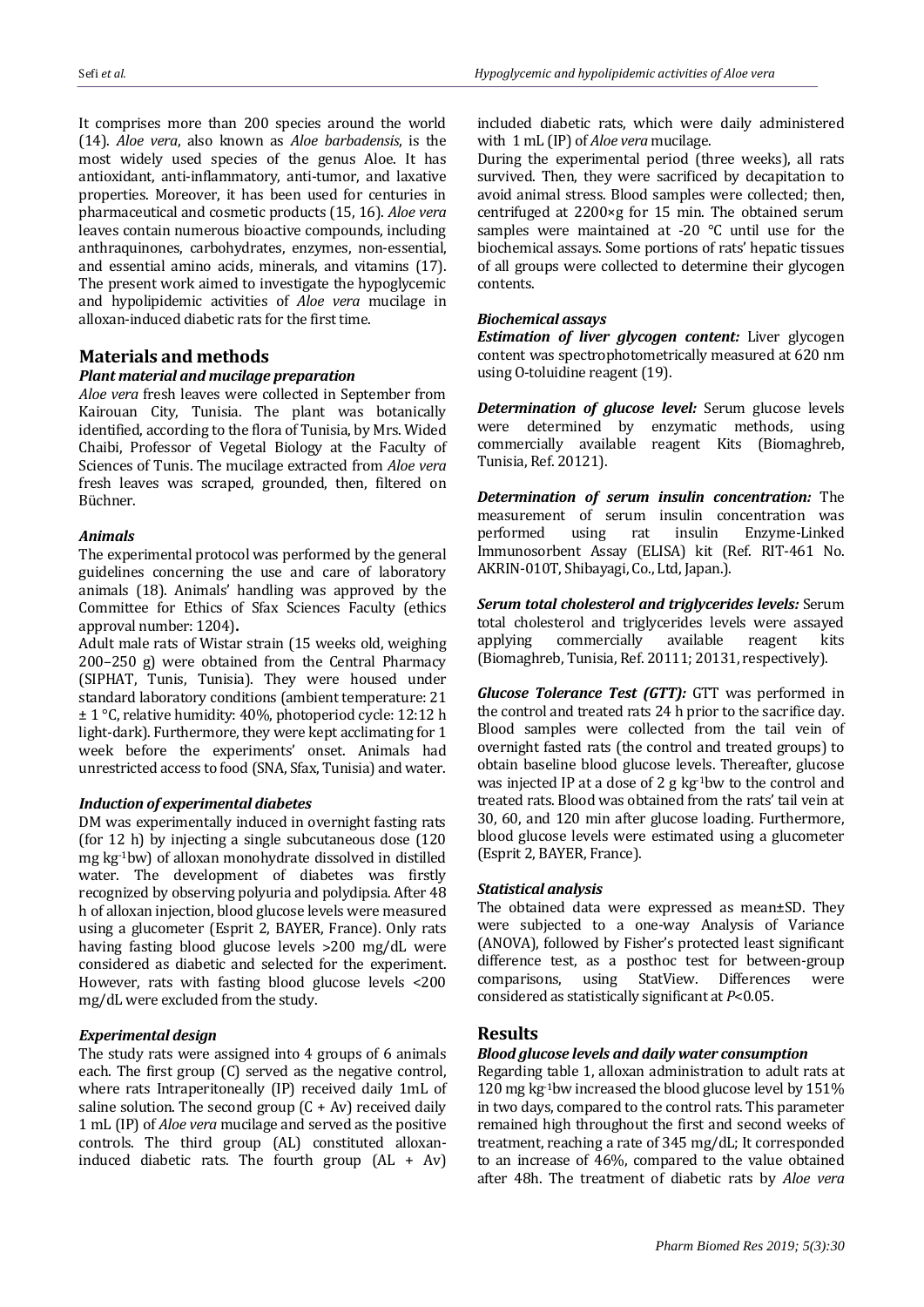It comprises more than 200 species around the world (14). *Aloe vera*, also known as *Aloe barbadensis*, is the most widely used species of the genus Aloe. It has antioxidant, anti-inflammatory, anti-tumor, and laxative properties. Moreover, it has been used for centuries in pharmaceutical and cosmetic products (15, 16). *Aloe vera* leaves contain numerous bioactive compounds, including anthraquinones, carbohydrates, enzymes, non-essential, and essential amino acids, minerals, and vitamins (17). The present work aimed to investigate the hypoglycemic and hypolipidemic activities of *Aloe vera* mucilage in alloxan-induced diabetic rats for the first time.

## Materials and methods

### *Plant material and mucilage preparation*

*Aloe vera* fresh leaves were collected in September from Kairouan City, Tunisia. The plant was botanically identified, according to the flora of Tunisia, by Mrs. Wided Chaibi, Professor of Vegetal Biology at the Faculty of Sciences of Tunis. The mucilage extracted from *Aloe vera* fresh leaves was scraped, grounded, then, filtered on Büchner.

### *Animals*

The experimental protocol was performed by the general guidelines concerning the use and care of laboratory animals (18). Animals' handling was approved by the Committee for Ethics of Sfax Sciences Faculty (ethics approval number: 1204)**.**

Adult male rats of Wistar strain (15 weeks old, weighing 200–250 g) were obtained from the Central Pharmacy (SIPHAT, Tunis, Tunisia). They were housed under standard laboratory conditions (ambient temperature: 21 ± 1 °C, relative humidity: 40%, photoperiod cycle: 12:12 h light-dark). Furthermore, they were kept acclimating for 1 week before the experiments' onset. Animals had unrestricted access to food (SNA, Sfax, Tunisia) and water.

### *Induction of experimental diabetes*

DM was experimentally induced in overnight fasting rats (for 12 h) by injecting a single subcutaneous dose (120 mg $kg^{-1}$bw) of alloxan monohydrate dissolved in distilled water. The development of diabetes was firstly recognized by observing polyuria and polydipsia. After 48 h of alloxan injection, blood glucose levels were measured using a glucometer (Esprit 2, BAYER, France). Only rats having fasting blood glucose levels >200 mg/dL were considered as diabetic and selected for the experiment. However, rats with fasting blood glucose levels <200 mg/dL were excluded from the study.

### *Experimental design*

The study rats were assigned into 4 groups of 6 animals each. The first group (C) served as the negative control, where rats Intraperitoneally (IP) received daily 1mL of saline solution. The second group (C + Av) received daily 1 mL (IP) of *Aloe vera* mucilage and served as the positive controls. The third group (AL) constituted alloxan-induced diabetic rats. The fourth group (AL + Av) included diabetic rats, which were daily administered with 1 mL (IP) of *Aloe vera* mucilage.

During the experimental period (three weeks), all rats survived. Then, they were sacrificed by decapitation to avoid animal stress. Blood samples were collected; then, centrifuged at 2200×g for 15 min. The obtained serum samples were maintained at -20 °C until use for the biochemical assays. Some portions of rats' hepatic tissues of all groups were collected to determine their glycogen contents.

### *Biochemical assays*

***Estimation of liver glycogen content:*** Liver glycogen content was spectrophotometrically measured at 620 nm using O-toluidine reagent (19).

***Determination of glucose level:*** Serum glucose levels were determined by enzymatic methods, using commercially available reagent Kits (Biomaghreb, Tunisia, Ref. 20121).

***Determination of serum insulin concentration:*** The measurement of serum insulin concentration was performed using rat insulin Enzyme-Linked Immunosorbent Assay (ELISA) kit (Ref. RIT-461 No. AKRIN-010T, Shibayagi, Co., Ltd, Japan.).

***Serum total cholesterol and triglycerides levels:*** Serum total cholesterol and triglycerides levels were assayed applying commercially available reagent kits (Biomaghreb, Tunisia, Ref. 20111; 20131, respectively).

***Glucose Tolerance Test (GTT):*** GTT was performed in the control and treated rats 24 h prior to the sacrifice day. Blood samples were collected from the tail vein of overnight fasted rats (the control and treated groups) to obtain baseline blood glucose levels. Thereafter, glucose was injected IP at a dose of 2 g $kg^{-1}$bw to the control and treated rats. Blood was obtained from the rats' tail vein at 30, 60, and 120 min after glucose loading. Furthermore, blood glucose levels were estimated using a glucometer (Esprit 2, BAYER, France).

### *Statistical analysis*

The obtained data were expressed as mean±SD. They were subjected to a one-way Analysis of Variance (ANOVA), followed by Fisher's protected least significant difference test, as a posthoc test for between-group comparisons, using StatView. Differences were considered as statistically significant at $P<0.05$.

## Results

### *Blood glucose levels and daily water consumption*

Regarding table 1, alloxan administration to adult rats at 120 mg $kg^{-1}$bw increased the blood glucose level by 151% in two days, compared to the control rats. This parameter remained high throughout the first and second weeks of treatment, reaching a rate of 345 mg/dL; It corresponded to an increase of 46%, compared to the value obtained after 48h. The treatment of diabetic rats by *Aloe vera*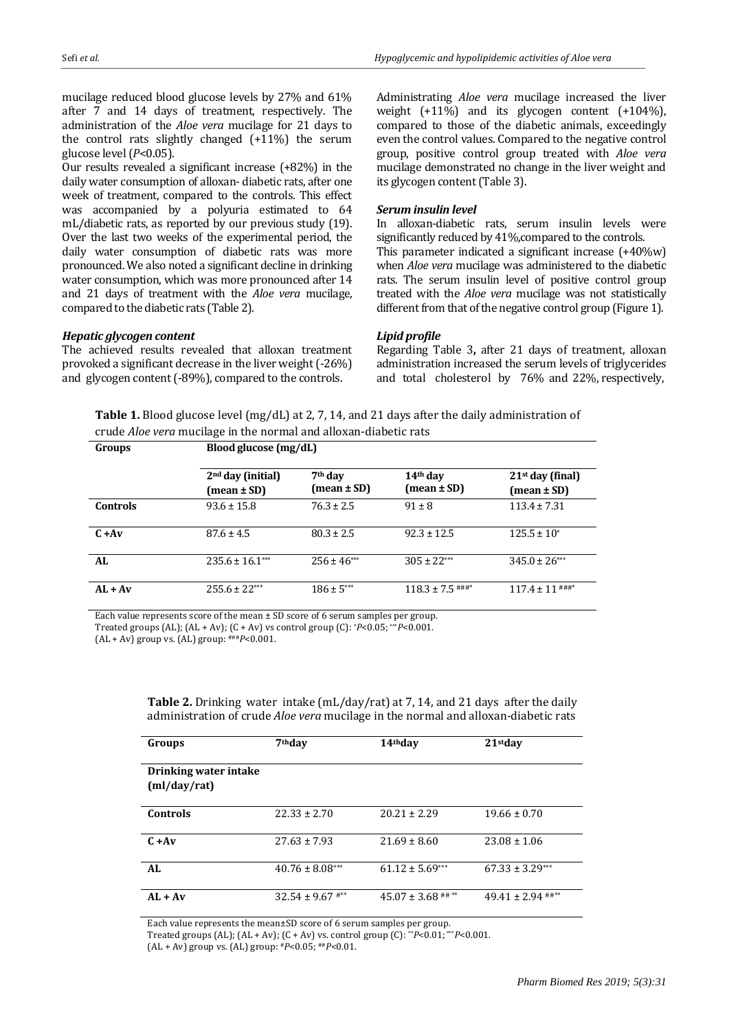mucilage reduced blood glucose levels by 27% and 61% after 7 and 14 days of treatment, respectively. The administration of the *Aloe vera* mucilage for 21 days to the control rats slightly changed (+11%) the serum glucose level ($P$<0.05).

Our results revealed a significant increase (+82%) in the daily water consumption of alloxan- diabetic rats, after one week of treatment, compared to the controls. This effect was accompanied by a polyuria estimated to 64 mL/diabetic rats, as reported by our previous study (19). Over the last two weeks of the experimental period, the daily water consumption of diabetic rats was more pronounced. We also noted a significant decline in drinking water consumption, which was more pronounced after 14 and 21 days of treatment with the *Aloe vera* mucilage, compared to the diabetic rats (Table 2).

### *Hepatic glycogen content*

The achieved results revealed that alloxan treatment provoked a significant decrease in the liver weight (-26%) and glycogen content (-89%), compared to the controls.

Administrating *Aloe vera* mucilage increased the liver weight (+11%) and its glycogen content (+104%), compared to those of the diabetic animals, exceedingly even the control values. Compared to the negative control group, positive control group treated with *Aloe vera* mucilage demonstrated no change in the liver weight and its glycogen content (Table 3).

### *Serum insulin level*

In alloxan-diabetic rats, serum insulin levels were significantly reduced by 41%,compared to the controls.

This parameter indicated a significant increase (+40%w) when *Aloe vera* mucilage was administered to the diabetic rats. The serum insulin level of positive control group treated with the *Aloe vera* mucilage was not statistically different from that of the negative control group (Figure 1).

### *Lipid profile*

Regarding Table 3**,** after 21 days of treatment, alloxan administration increased the serum levels of triglycerides and total cholesterol by 76% and 22%, respectively,

**Table 1.** Blood glucose level (mg/dL) at 2, 7, 14, and 21 days after the daily administration of crude *Aloe vera* mucilage in the normal and alloxan-diabetic rats

| Groups | Blood glucose (mg/dL) | | | |
|---|---|---|---|---|
| | 2nd day (initial) (mean ± SD) | 7th day (mean ± SD) | 14th day (mean ± SD) | 21st day (final) (mean ± SD) |
| **Controls** | 93.6 ± 15.8 | 76.3 ± 2.5 | 91 ± 8 | 113.4 ± 7.31 |
| **C +Av** | 87.6 ± 4.5 | 80.3 ± 2.5 | 92.3 ± 12.5 | 125.5 ± 10* |
| **AL** | 235.6 ± 16.1*** | 256 ± 46*** | 305 ± 22*** | 345.0 ± 26*** |
| **AL + Av** | 255.6 ± 22*** | 186 ± 5*** | 118.3 ± 7.5 ###* | 117.4 ± 11 ###* |

Each value represents score of the mean ± SD score of 6 serum samples per group.
Treated groups (AL); (AL + Av); (C + Av) vs control group (C): *$P$<0.05; ***$P$<0.001.
(AL + Av) group vs. (AL) group: ###$P$<0.001.

**Table 2.** Drinking water intake (mL/day/rat) at 7, 14, and 21 days after the daily administration of crude *Aloe vera* mucilage in the normal and alloxan-diabetic rats

| Groups | 7thday | 14thday | 21stday |
|---|---|---|---|
| **Drinking water intake (ml/day/rat)** | | | |
| **Controls** | 22.33 ± 2.70 | 20.21 ± 2.29 | 19.66 ± 0.70 |
| **C +Av** | 27.63 ± 7.93 | 21.69 ± 8.60 | 23.08 ± 1.06 |
| **AL** | 40.76 ± 8.08*** | 61.12 ± 5.69*** | 67.33 ± 3.29*** |
| **AL + Av** | 32.54 ± 9.67 #** | 45.07 ± 3.68 ## ** | 49.41 ± 2.94 ##** |

Each value represents the mean±SD score of 6 serum samples per group.
Treated groups (AL); (AL + Av); (C + Av) vs. control group (C): **$P$<0.01; ***$P$<0.001.
(AL + Av) group vs. (AL) group: #$P$<0.05; ##$P$<0.01.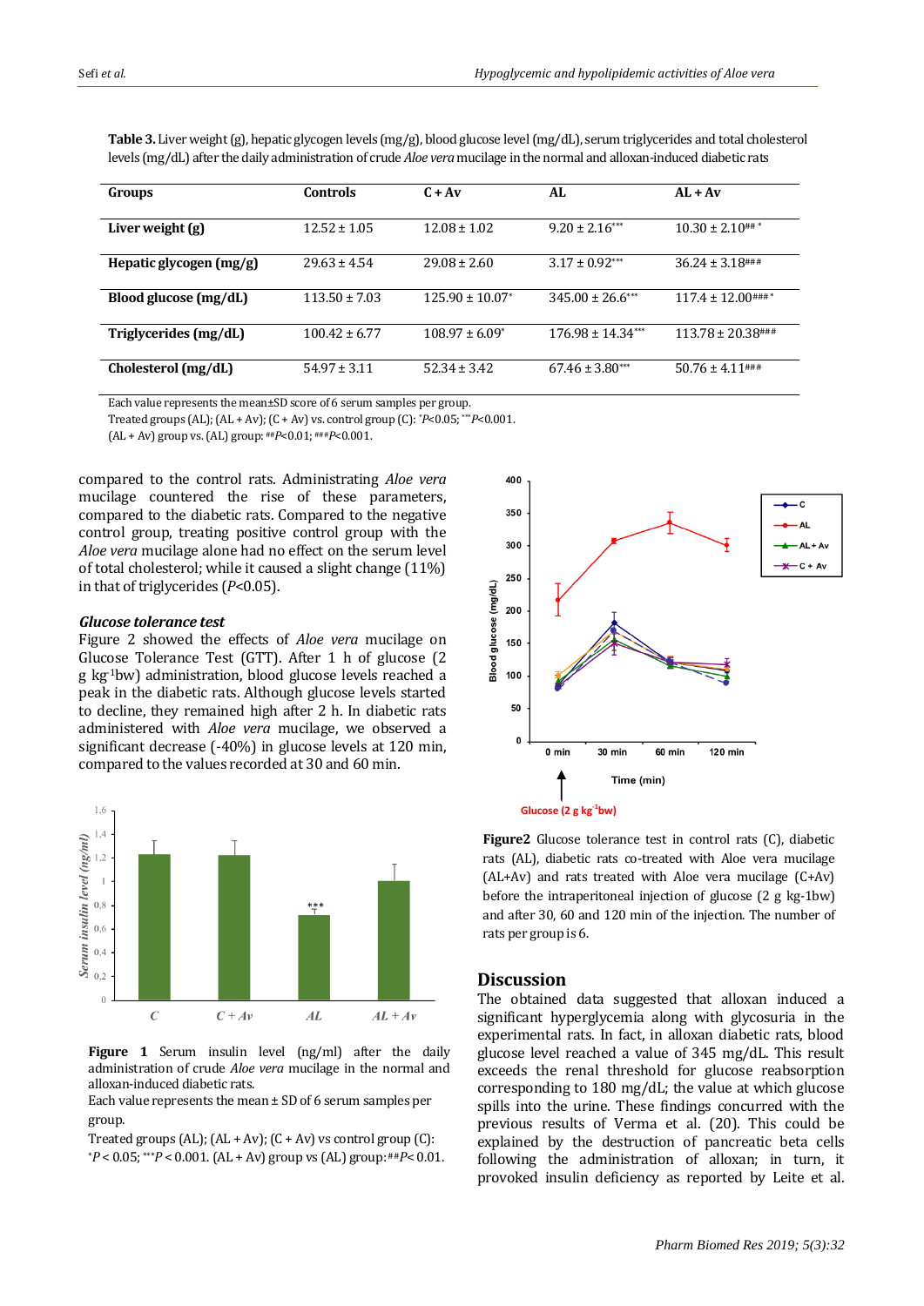**Table 3.** Liver weight (g), hepatic glycogen levels (mg/g), blood glucose level (mg/dL), serum triglycerides and total cholesterol levels (mg/dL) after the daily administration of crude *Aloe vera* mucilage in the normal and alloxan-induced diabetic rats

| Groups | Controls | C + Av | AL | AL + Av |
|---|---|---|---|---|
| **Liver weight (g)** | 12.52 ± 1.05 | 12.08 ± 1.02 | 9.20 ± 2.16*** | 10.30 ± 2.10## * |
| **Hepatic glycogen (mg/g)** | 29.63 ± 4.54 | 29.08 ± 2.60 | 3.17 ± 0.92*** | 36.24 ± 3.18### |
| **Blood glucose (mg/dL)** | 113.50 ± 7.03 | 125.90 ± 10.07* | 345.00 ± 26.6*** | 117.4 ± 12.00### * |
| **Triglycerides (mg/dL)** | 100.42 ± 6.77 | 108.97 ± 6.09* | 176.98 ± 14.34*** | 113.78 ± 20.38### |
| **Cholesterol (mg/dL)** | 54.97 ± 3.11 | 52.34 ± 3.42 | 67.46 ± 3.80*** | 50.76 ± 4.11### |

Each value represents the mean±SD score of 6 serum samples per group.
Treated groups (AL); (AL + Av); (C + Av) vs. control group (C): *$P$<0.05; ***$P$<0.001.
(AL + Av) group vs. (AL) group: ##$P$<0.01; ###$P$<0.001.

compared to the control rats. Administrating *Aloe vera* mucilage countered the rise of these parameters, compared to the diabetic rats. Compared to the negative control group, treating positive control group with the *Aloe vera* mucilage alone had no effect on the serum level of total cholesterol; while it caused a slight change (11%) in that of triglycerides ($P$<0.05).

### *Glucose tolerance test*

Figure 2 showed the effects of *Aloe vera* mucilage on Glucose Tolerance Test (GTT). After 1 h of glucose (2 g kg$^{-1}$bw) administration, blood glucose levels reached a peak in the diabetic rats. Although glucose levels started to decline, they remained high after 2 h. In diabetic rats administered with *Aloe vera* mucilage, we observed a significant decrease (-40%) in glucose levels at 120 min, compared to the values recorded at 30 and 60 min.

**Figure 1** Serum insulin level (ng/ml) after the daily administration of crude *Aloe vera* mucilage in the normal and alloxan-induced diabetic rats.
Each value represents the mean ± SD of 6 serum samples per group.
Treated groups (AL); (AL + Av); (C + Av) vs control group (C): *$P$ < 0.05; ***$P$ < 0.001. (AL + Av) group vs (AL) group: ##$P$< 0.01.

**Figure2** Glucose tolerance test in control rats (C), diabetic rats (AL), diabetic rats co-treated with Aloe vera mucilage (AL+Av) and rats treated with Aloe vera mucilage (C+Av) before the intraperitoneal injection of glucose (2 g kg-1bw) and after 30, 60 and 120 min of the injection. The number of rats per group is 6.

## Discussion

The obtained data suggested that alloxan induced a significant hyperglycemia along with glycosuria in the experimental rats. In fact, in alloxan diabetic rats, blood glucose level reached a value of 345 mg/dL. This result exceeds the renal threshold for glucose reabsorption corresponding to 180 mg/dL; the value at which glucose spills into the urine. These findings concurred with the previous results of Verma et al. (20). This could be explained by the destruction of pancreatic beta cells following the administration of alloxan; in turn, it provoked insulin deficiency as reported by Leite et al.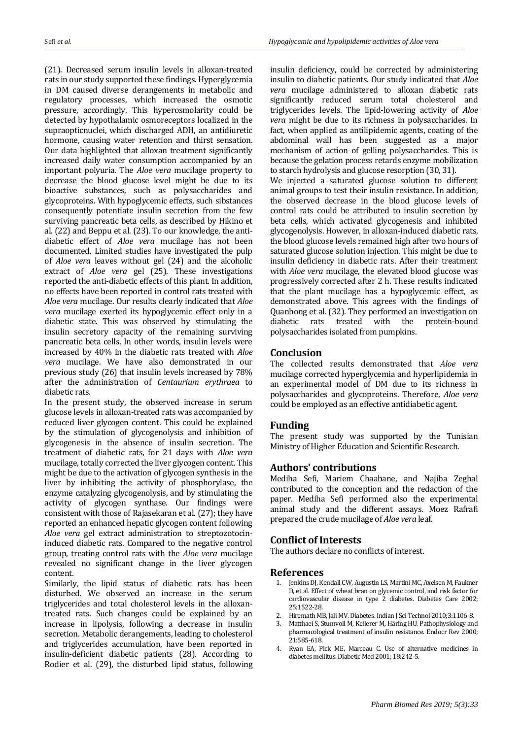(21). Decreased serum insulin levels in alloxan-treated rats in our study supported these findings. Hyperglycemia in DM caused diverse derangements in metabolic and regulatory processes, which increased the osmotic pressure, accordingly. This hyperosmolarity could be detected by hypothalamic osmoreceptors localized in the supraopticnuclei, which discharged ADH, an antidiuretic hormone, causing water retention and thirst sensation. Our data highlighted that alloxan treatment significantly increased daily water consumption accompanied by an important polyuria. The *Aloe vera* mucilage property to decrease the blood glucose level might be due to its bioactive substances, such as polysaccharides and glycoproteins. With hypoglycemic effects, such sibstances consequently potentiate insulin secretion from the few surviving pancreatic beta cells, as described by Hikino et al. (22) and Beppu et al. (23). To our knowledge, the anti-diabetic effect of *Aloe vera* mucilage has not been documented. Limited studies have investigated the pulp of *Aloe vera* leaves without gel (24) and the alcoholic extract of *Aloe vera* gel (25). These investigations reported the anti-diabetic effects of this plant. In addition, no effects have been reported in control rats treated with *Aloe vera* mucilage. Our results clearly indicated that *Aloe vera* mucilage exerted its hypoglycemic effect only in a diabetic state. This was observed by stimulating the insulin secretory capacity of the remaining surviving pancreatic beta cells. In other words, insulin levels were increased by 40% in the diabetic rats treated with *Aloe vera* mucilage. We have also demonstrated in our previous study (26) that insulin levels increased by 78% after the administration of *Centaurium erythraea* to diabetic rats.

In the present study, the observed increase in serum glucose levels in alloxan-treated rats was accompanied by reduced liver glycogen content. This could be explained by the stimulation of glycogenolysis and inhibition of glycogenesis in the absence of insulin secretion. The treatment of diabetic rats, for 21 days with *Aloe vera* mucilage, totally corrected the liver glycogen content. This might be due to the activation of glycogen synthesis in the liver by inhibiting the activity of phosphorylase, the enzyme catalyzing glycogenolysis, and by stimulating the activity of glycogen synthase. Our findings were consistent with those of Rajasekaran et al. (27); they have reported an enhanced hepatic glycogen content following *Aloe vera* gel extract administration to streptozotocin-induced diabetic rats. Compared to the negative control group, treating control rats with the *Aloe vera* mucilage revealed no significant change in the liver glycogen content.

Similarly, the lipid status of diabetic rats has been disturbed. We observed an increase in the serum triglycerides and total cholesterol levels in the alloxan-treated rats. Such changes could be explained by an increase in lipolysis, following a decrease in insulin secretion. Metabolic derangements, leading to cholesterol and triglycerides accumulation, have been reported in insulin-deficient diabetic patients (28). According to Rodier et al. (29), the disturbed lipid status, following insulin deficiency, could be corrected by administering insulin to diabetic patients. Our study indicated that *Aloe vera* mucilage administered to alloxan diabetic rats significantly reduced serum total cholesterol and triglycerides levels. The lipid-lowering activity of *Aloe vera* might be due to its richness in polysaccharides. In fact, when applied as antilipidemic agents, coating of the abdominal wall has been suggested as a major mechanism of action of gelling polysaccharides. This is because the gelation process retards enzyme mobilization to starch hydrolysis and glucose resorption (30, 31).

We injected a saturated glucose solution to different animal groups to test their insulin resistance. In addition, the observed decrease in the blood glucose levels of control rats could be attributed to insulin secretion by beta cells, which activated glycogenesis and inhibited glycogenolysis. However, in alloxan-induced diabetic rats, the blood glucose levels remained high after two hours of saturated glucose solution injection. This might be due to insulin deficiency in diabetic rats. After their treatment with *Aloe vera* mucilage, the elevated blood glucose was progressively corrected after 2 h. These results indicated that the plant mucilage has a hypoglycemic effect, as demonstrated above. This agrees with the findings of Quanhong et al. (32). They performed an investigation on diabetic rats treated with the protein-bound polysaccharides isolated from pumpkins.

## Conclusion

The collected results demonstrated that *Aloe vera* mucilage corrected hyperglycemia and hyperlipidemia in an experimental model of DM due to its richness in polysaccharides and glycoproteins. Therefore, *Aloe vera* could be employed as an effective antidiabetic agent.

## Funding

The present study was supported by the Tunisian Ministry of Higher Education and Scientific Research.

## Authors' contributions

Mediha Sefi, Mariem Chaabane, and Najiba Zeghal contributed to the conception and the redaction of the paper. Mediha Sefi performed also the experimental animal study and the different assays. Moez Rafrafi prepared the crude mucilage of *Aloe vera* leaf.

## Conflict of Interests

The authors declare no conflicts of interest.

## References

1. Jenkins DJ, Kendall CW, Augustin LS, Martini MC, Axelsen M, Faukner D, et al. Effect of wheat bran on glycemic control, and risk factor for cardiovascular disease in type 2 diabetes. Diabetes Care 2002; 25:1522-28.
2. Hiremath MB, Jali MV. Diabetes. Indian J Sci Technol 2010;3:1106-8.
3. Matthaei S, Stumvoll M, Kellerer M, Häring HU. Pathophysiology and pharmacological treatment of insulin resistance. Endocr Rev 2000; 21:585-618.
4. Ryan EA, Pick ME, Marceau C. Use of alternative medicines in diabetes mellitus. Diabetic Med 2001; 18:242-5.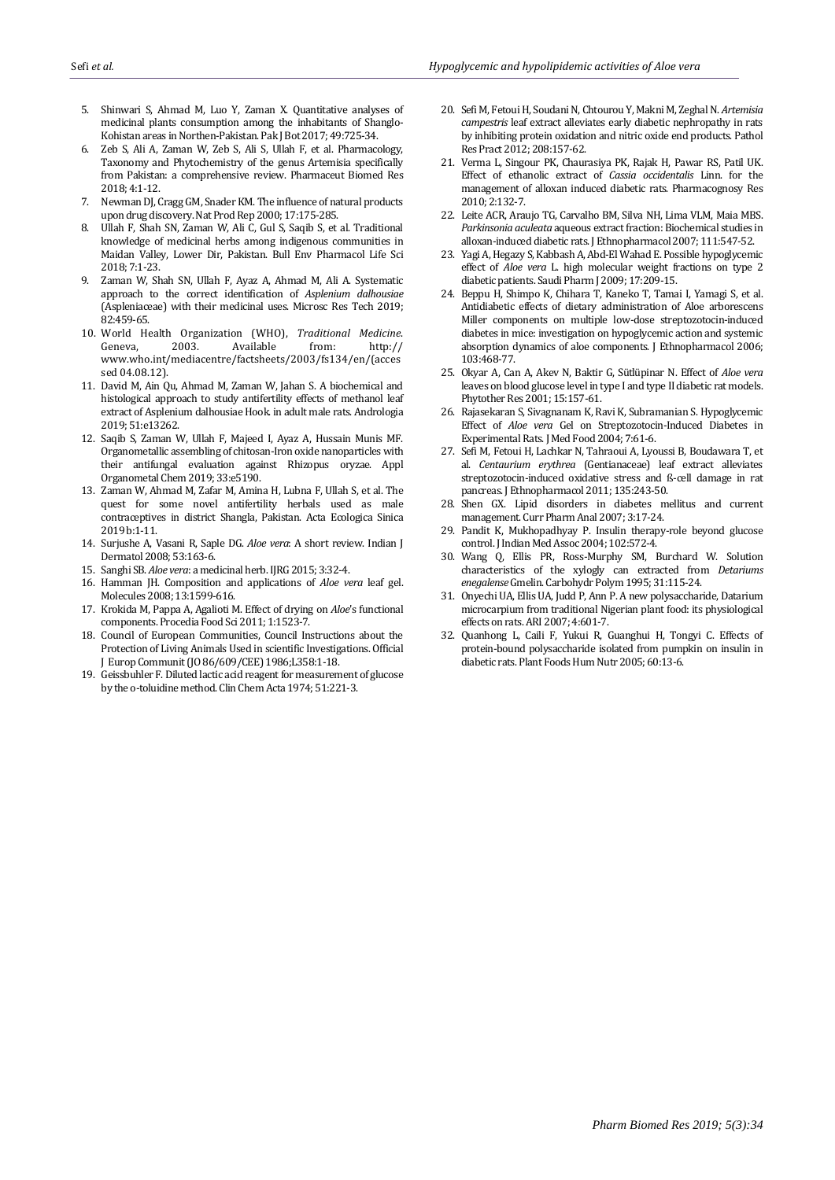5. Shinwari S, Ahmad M, Luo Y, Zaman X. Quantitative analyses of medicinal plants consumption among the inhabitants of Shanglo-Kohistan areas in Northen-Pakistan. Pak J Bot 2017; 49:725-34.
6. Zeb S, Ali A, Zaman W, Zeb S, Ali S, Ullah F, et al. Pharmacology, Taxonomy and Phytochemistry of the genus Artemisia specifically from Pakistan: a comprehensive review. Pharmaceut Biomed Res 2018; 4:1-12.
7. Newman DJ, Cragg GM, Snader KM. The influence of natural products upon drug discovery. Nat Prod Rep 2000; 17:175-285.
8. Ullah F, Shah SN, Zaman W, Ali C, Gul S, Saqib S, et al. Traditional knowledge of medicinal herbs among indigenous communities in Maidan Valley, Lower Dir, Pakistan. Bull Env Pharmacol Life Sci 2018; 7:1-23.
9. Zaman W, Shah SN, Ullah F, Ayaz A, Ahmad M, Ali A. Systematic approach to the correct identification of *Asplenium dalhousiae* (Aspleniaceae) with their medicinal uses. Microsc Res Tech 2019; 82:459-65.
10. World Health Organization (WHO), *Traditional Medicine*. Geneva, 2003. Available from: http:// www.who.int/mediacentre/factsheets/2003/fs134/en/(accessed 04.08.12).
11. David M, Ain Qu, Ahmad M, Zaman W, Jahan S. A biochemical and histological approach to study antifertility effects of methanol leaf extract of Asplenium dalhousiae Hook. in adult male rats. Andrologia 2019; 51:e13262.
12. Saqib S, Zaman W, Ullah F, Majeed I, Ayaz A, Hussain Munis MF. Organometallic assembling of chitosan-Iron oxide nanoparticles with their antifungal evaluation against Rhizopus oryzae. Appl Organometal Chem 2019; 33:e5190.
13. Zaman W, Ahmad M, Zafar M, Amina H, Lubna F, Ullah S, et al. The quest for some novel antifertility herbals used as male contraceptives in district Shangla, Pakistan. Acta Ecologica Sinica 2019b:1-11.
14. Surjushe A, Vasani R, Saple DG. *Aloe vera*: A short review. Indian J Dermatol 2008; 53:163-6.
15. Sanghi SB. *Aloe vera*: a medicinal herb. IJRG 2015; 3:32-4.
16. Hamman JH. Composition and applications of *Aloe vera* leaf gel. Molecules 2008; 13:1599-616.
17. Krokida M, Pappa A, Agalioti M. Effect of drying on *Aloe*'s functional components. Procedia Food Sci 2011; 1:1523-7.
18. Council of European Communities, Council Instructions about the Protection of Living Animals Used in scientific Investigations. Official J Europ Communit (JO 86/609/CEE) 1986;L358:1-18.
19. Geissbuhler F. Diluted lactic acid reagent for measurement of glucose by the o-toluidine method. Clin Chem Acta 1974; 51:221-3.
20. Sefi M, Fetoui H, Soudani N, Chtourou Y, Makni M, Zeghal N. *Artemisia campestris* leaf extract alleviates early diabetic nephropathy in rats by inhibiting protein oxidation and nitric oxide end products. Pathol Res Pract 2012; 208:157-62.
21. Verma L, Singour PK, Chaurasiya PK, Rajak H, Pawar RS, Patil UK. Effect of ethanolic extract of *Cassia occidentalis* Linn. for the management of alloxan induced diabetic rats. Pharmacognosy Res 2010; 2:132-7.
22. Leite ACR, Araujo TG, Carvalho BM, Silva NH, Lima VLM, Maia MBS. *Parkinsonia aculeata* aqueous extract fraction: Biochemical studies in alloxan-induced diabetic rats. J Ethnopharmacol 2007; 111:547-52.
23. Yagi A, Hegazy S, Kabbash A, Abd-El Wahad E. Possible hypoglycemic effect of *Aloe vera* L. high molecular weight fractions on type 2 diabetic patients. Saudi Pharm J 2009; 17:209-15.
24. Beppu H, Shimpo K, Chihara T, Kaneko T, Tamai I, Yamagi S, et al. Antidiabetic effects of dietary administration of Aloe arborescens Miller components on multiple low-dose streptozotocin-induced diabetes in mice: investigation on hypoglycemic action and systemic absorption dynamics of aloe components. J Ethnopharmacol 2006; 103:468-77.
25. Okyar A, Can A, Akev N, Baktir G, Sütlüpinar N. Effect of *Aloe vera* leaves on blood glucose level in type I and type II diabetic rat models. Phytother Res 2001; 15:157-61.
26. Rajasekaran S, Sivagnanam K, Ravi K, Subramanian S. Hypoglycemic Effect of *Aloe vera* Gel on Streptozotocin-Induced Diabetes in Experimental Rats. J Med Food 2004; 7:61-6.
27. Sefi M, Fetoui H, Lachkar N, Tahraoui A, Lyoussi B, Boudawara T, et al. *Centaurium erythrea* (Gentianaceae) leaf extract alleviates streptozotocin-induced oxidative stress and ß-cell damage in rat pancreas. J Ethnopharmacol 2011; 135:243-50.
28. Shen GX. Lipid disorders in diabetes mellitus and current management. Curr Pharm Anal 2007; 3:17-24.
29. Pandit K, Mukhopadhyay P. Insulin therapy-role beyond glucose control. J Indian Med Assoc 2004; 102:572-4.
30. Wang Q, Ellis PR, Ross-Murphy SM, Burchard W. Solution characteristics of the xylogly can extracted from *Detariums enegalense* Gmelin. Carbohydr Polym 1995; 31:115-24.
31. Onyechi UA, Ellis UA, Judd P, Ann P. A new polysaccharide, Datarium microcarpium from traditional Nigerian plant food: its physiological effects on rats. ARI 2007; 4:601-7.
32. Quanhong L, Caili F, Yukui R, Guanghui H, Tongyi C. Effects of protein-bound polysaccharide isolated from pumpkin on insulin in diabetic rats. Plant Foods Hum Nutr 2005; 60:13-6.